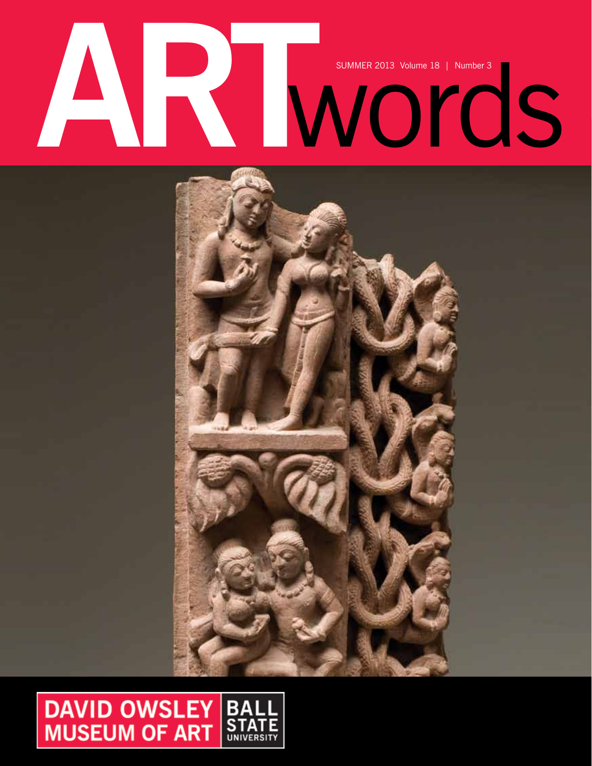# ARTwords

SUMMER 2013 Volume 18 | Number 3

DAVID OWSLEY MUSEUM OF ART | BALL STATE UNIVERSITY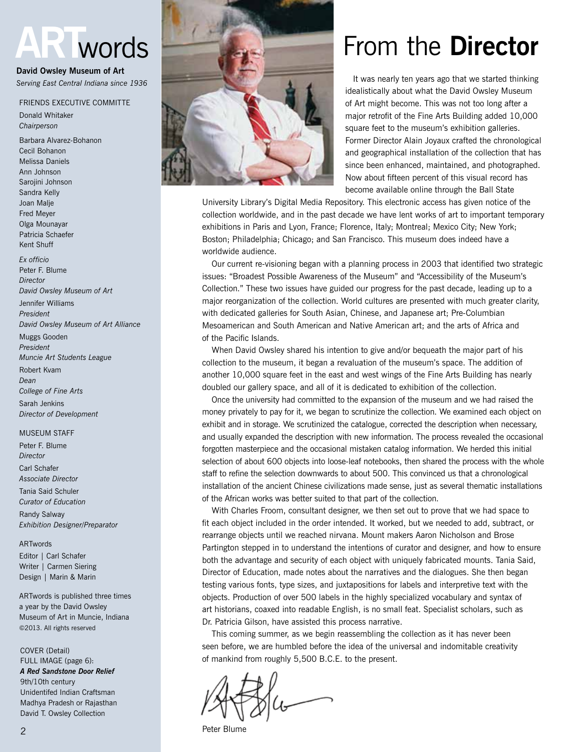# ARTwords

**David Owsley Museum of Art**
*Serving East Central Indiana since 1936*

FRIENDS EXECUTIVE COMMITTE

Donald Whitaker
*Chairperson*

Barbara Alvarez-Bohanon
Cecil Bohanon
Melissa Daniels
Ann Johnson
Sarojini Johnson
Sandra Kelly
Joan Malje
Fred Meyer
Olga Mounayar
Patricia Schaefer
Kent Shuff

*Ex officio*

Peter F. Blume
*Director*
*David Owsley Museum of Art*

Jennifer Williams
*President*
*David Owsley Museum of Art Alliance*

Muggs Gooden
*President*
*Muncie Art Students League*

Robert Kvam
*Dean*
*College of Fine Arts*

Sarah Jenkins
*Director of Development*

MUSEUM STAFF

Peter F. Blume
*Director*

Carl Schafer
*Associate Director*

Tania Said Schuler
*Curator of Education*

Randy Salway
*Exhibition Designer/Preparator*

ARTwords

Editor | Carl Schafer
Writer | Carmen Siering
Design | Marin & Marin

ARTwords is published three times a year by the David Owsley Museum of Art in Muncie, Indiana
©2013. All rights reserved

COVER (Detail)
FULL IMAGE (page 6):
***A Red Sandstone Door Relief***
9th/10th century
Unidentifed Indian Craftsman
Madhya Pradesh or Rajasthan
David T. Owsley Collection

# From the **Director**

It was nearly ten years ago that we started thinking idealistically about what the David Owsley Museum of Art might become. This was not too long after a major retrofit of the Fine Arts Building added 10,000 square feet to the museum's exhibition galleries. Former Director Alain Joyaux crafted the chronological and geographical installation of the collection that has since been enhanced, maintained, and photographed. Now about fifteen percent of this visual record has become available online through the Ball State University Library's Digital Media Repository. This electronic access has given notice of the collection worldwide, and in the past decade we have lent works of art to important temporary exhibitions in Paris and Lyon, France; Florence, Italy; Montreal; Mexico City; New York; Boston; Philadelphia; Chicago; and San Francisco. This museum does indeed have a worldwide audience.

Our current re-visioning began with a planning process in 2003 that identified two strategic issues: "Broadest Possible Awareness of the Museum" and "Accessibility of the Museum's Collection." These two issues have guided our progress for the past decade, leading up to a major reorganization of the collection. World cultures are presented with much greater clarity, with dedicated galleries for South Asian, Chinese, and Japanese art; Pre-Columbian Mesoamerican and South American and Native American art; and the arts of Africa and of the Pacific Islands.

When David Owsley shared his intention to give and/or bequeath the major part of his collection to the museum, it began a revaluation of the museum's space. The addition of another 10,000 square feet in the east and west wings of the Fine Arts Building has nearly doubled our gallery space, and all of it is dedicated to exhibition of the collection.

Once the university had committed to the expansion of the museum and we had raised the money privately to pay for it, we began to scrutinize the collection. We examined each object on exhibit and in storage. We scrutinized the catalogue, corrected the description when necessary, and usually expanded the description with new information. The process revealed the occasional forgotten masterpiece and the occasional mistaken catalog information. We herded this initial selection of about 600 objects into loose-leaf notebooks, then shared the process with the whole staff to refine the selection downwards to about 500. This convinced us that a chronological installation of the ancient Chinese civilizations made sense, just as several thematic installations of the African works was better suited to that part of the collection.

With Charles Froom, consultant designer, we then set out to prove that we had space to fit each object included in the order intended. It worked, but we needed to add, subtract, or rearrange objects until we reached nirvana. Mount makers Aaron Nicholson and Brose Partington stepped in to understand the intentions of curator and designer, and how to ensure both the advantage and security of each object with uniquely fabricated mounts. Tania Said, Director of Education, made notes about the narratives and the dialogues. She then began testing various fonts, type sizes, and juxtapositions for labels and interpretive text with the objects. Production of over 500 labels in the highly specialized vocabulary and syntax of art historians, coaxed into readable English, is no small feat. Specialist scholars, such as Dr. Patricia Gilson, have assisted this process narrative.

This coming summer, as we begin reassembling the collection as it has never been seen before, we are humbled before the idea of the universal and indomitable creativity of mankind from roughly 5,500 B.C.E. to the present.

Peter Blume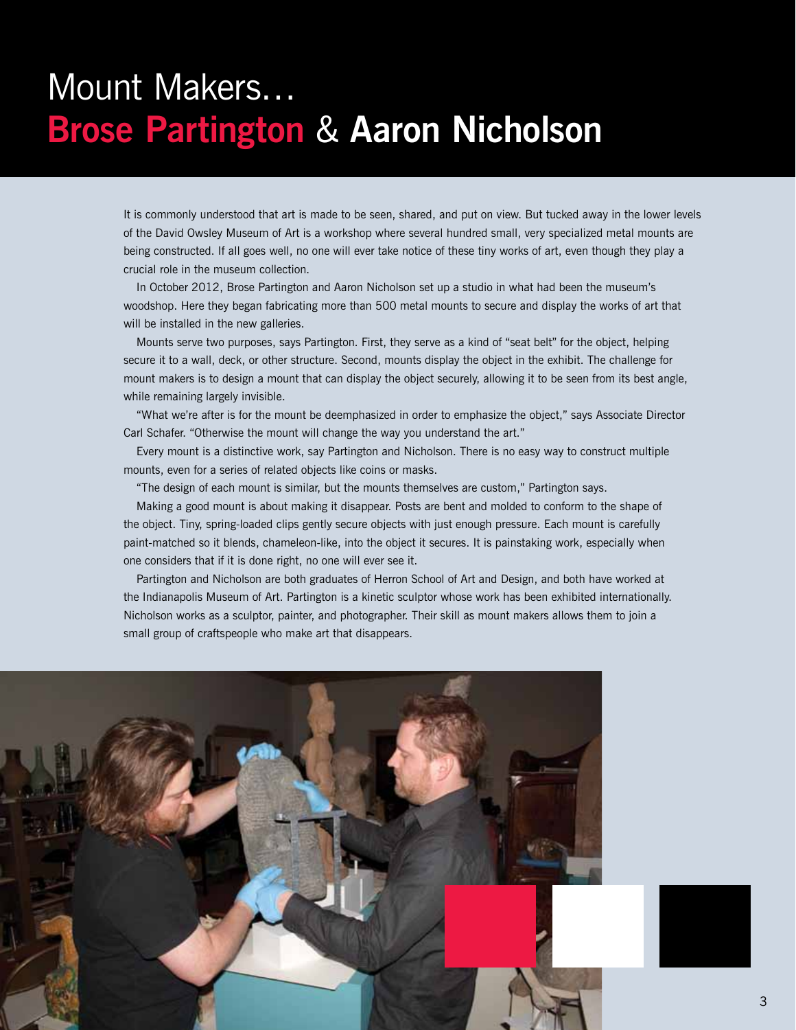# Mount Makers… **Brose Partington** & **Aaron Nicholson**

It is commonly understood that art is made to be seen, shared, and put on view. But tucked away in the lower levels of the David Owsley Museum of Art is a workshop where several hundred small, very specialized metal mounts are being constructed. If all goes well, no one will ever take notice of these tiny works of art, even though they play a crucial role in the museum collection.

In October 2012, Brose Partington and Aaron Nicholson set up a studio in what had been the museum's woodshop. Here they began fabricating more than 500 metal mounts to secure and display the works of art that will be installed in the new galleries.

Mounts serve two purposes, says Partington. First, they serve as a kind of "seat belt" for the object, helping secure it to a wall, deck, or other structure. Second, mounts display the object in the exhibit. The challenge for mount makers is to design a mount that can display the object securely, allowing it to be seen from its best angle, while remaining largely invisible.

"What we're after is for the mount be deemphasized in order to emphasize the object," says Associate Director Carl Schafer. "Otherwise the mount will change the way you understand the art."

Every mount is a distinctive work, say Partington and Nicholson. There is no easy way to construct multiple mounts, even for a series of related objects like coins or masks.

"The design of each mount is similar, but the mounts themselves are custom," Partington says.

Making a good mount is about making it disappear. Posts are bent and molded to conform to the shape of the object. Tiny, spring-loaded clips gently secure objects with just enough pressure. Each mount is carefully paint-matched so it blends, chameleon-like, into the object it secures. It is painstaking work, especially when one considers that if it is done right, no one will ever see it.

Partington and Nicholson are both graduates of Herron School of Art and Design, and both have worked at the Indianapolis Museum of Art. Partington is a kinetic sculptor whose work has been exhibited internationally. Nicholson works as a sculptor, painter, and photographer. Their skill as mount makers allows them to join a small group of craftspeople who make art that disappears.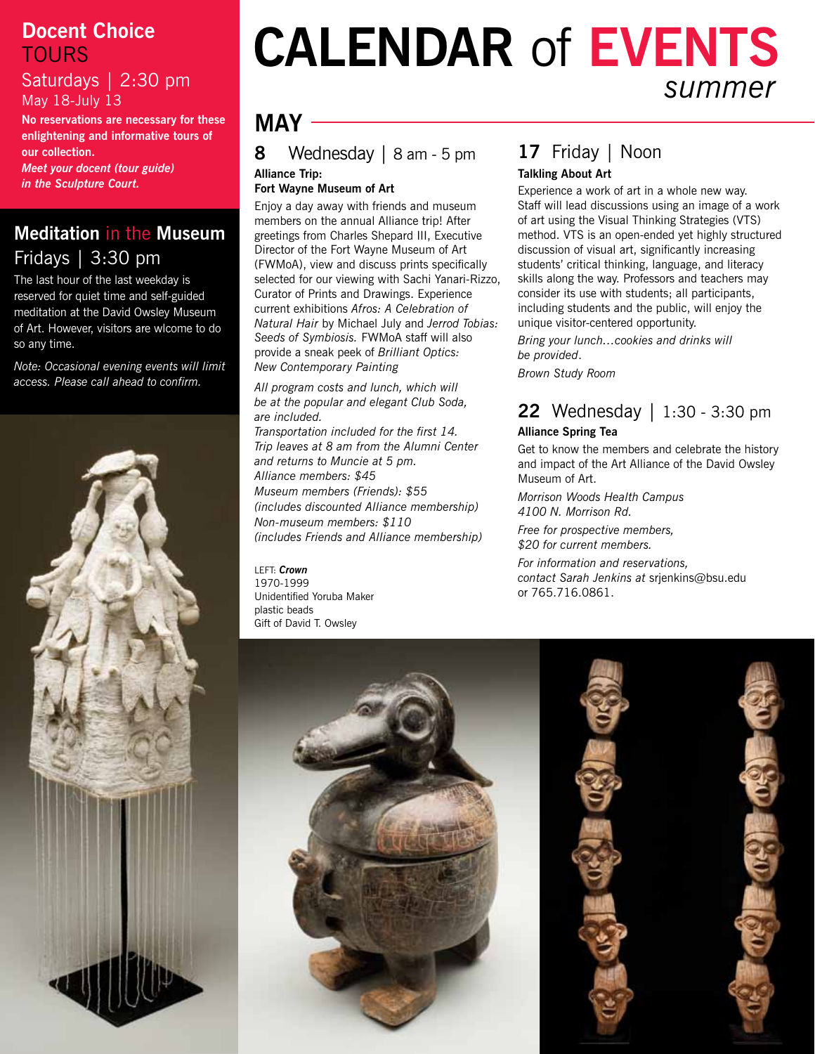# CALENDAR of EVENTS *summer*

## Docent Choice TOURS

Saturdays | 2:30 pm
May 18-July 13

**No reservations are necessary for these enlightening and informative tours of our collection.**

***Meet your docent (tour guide) in the Sculpture Court.***

## Meditation in the Museum

Fridays | 3:30 pm

The last hour of the last weekday is reserved for quiet time and self-guided meditation at the David Owsley Museum of Art. However, visitors are wlcome to do so any time.

*Note: Occasional evening events will limit access. Please call ahead to confirm.*

## MAY

### 8 Wednesday | 8 am - 5 pm

**Alliance Trip:**
**Fort Wayne Museum of Art**

Enjoy a day away with friends and museum members on the annual Alliance trip! After greetings from Charles Shepard III, Executive Director of the Fort Wayne Museum of Art (FWMoA), view and discuss prints specifically selected for our viewing with Sachi Yanari-Rizzo, Curator of Prints and Drawings. Experience current exhibitions *Afros: A Celebration of Natural Hair* by Michael July and *Jerrod Tobias: Seeds of Symbiosis.* FWMoA staff will also provide a sneak peek of *Brilliant Optics: New Contemporary Painting*

*All program costs and lunch, which will be at the popular and elegant Club Soda, are included.*
*Transportation included for the first 14.*
*Trip leaves at 8 am from the Alumni Center and returns to Muncie at 5 pm.*
*Alliance members: $45*
*Museum members (Friends): $55*
*(includes discounted Alliance membership)*
*Non-museum members: $110*
*(includes Friends and Alliance membership)*

LEFT: ***Crown***
1970-1999
Unidentified Yoruba Maker
plastic beads
Gift of David T. Owsley

### 17 Friday | Noon

**Talkling About Art**

Experience a work of art in a whole new way. Staff will lead discussions using an image of a work of art using the Visual Thinking Strategies (VTS) method. VTS is an open-ended yet highly structured discussion of visual art, significantly increasing students' critical thinking, language, and literacy skills along the way. Professors and teachers may consider its use with students; all participants, including students and the public, will enjoy the unique visitor-centered opportunity.

*Bring your lunch…cookies and drinks will be provided.*

*Brown Study Room*

### 22 Wednesday | 1:30 - 3:30 pm

**Alliance Spring Tea**

Get to know the members and celebrate the history and impact of the Art Alliance of the David Owsley Museum of Art.

*Morrison Woods Health Campus*
*4100 N. Morrison Rd.*

*Free for prospective members,*
*$20 for current members.*

*For information and reservations, contact Sarah Jenkins at* srjenkins@bsu.edu or 765.716.0861.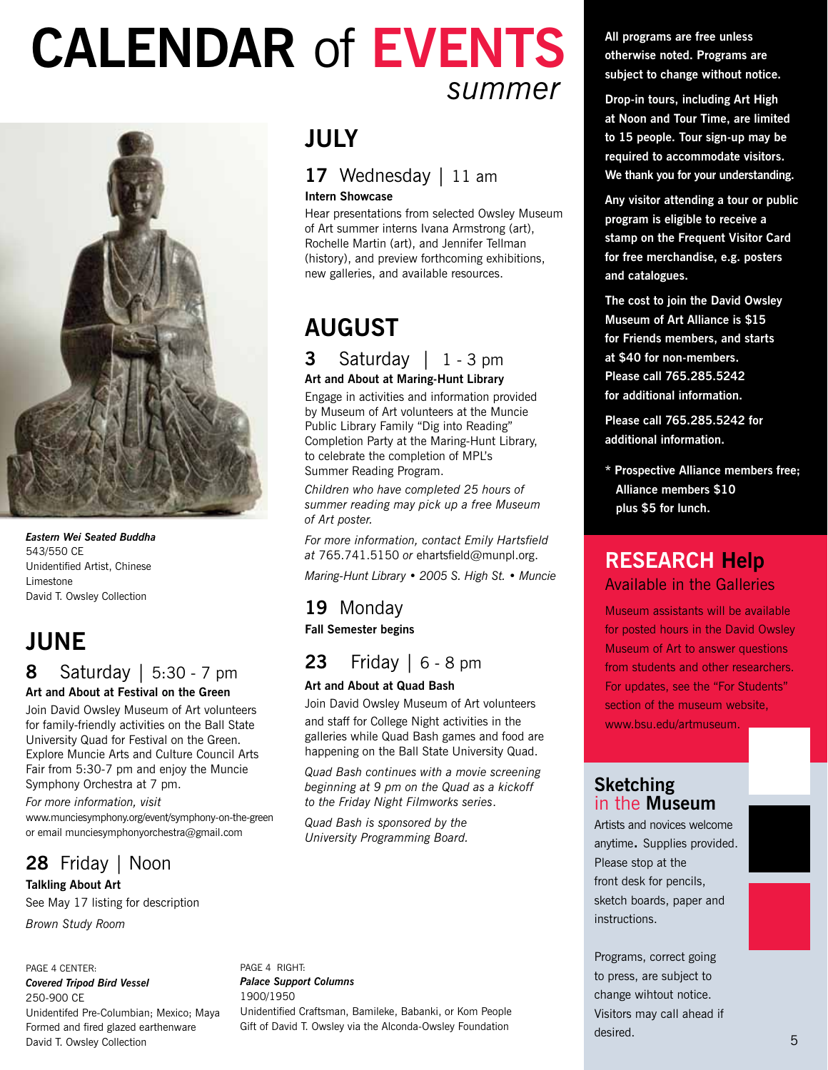# CALENDAR of EVENTS

*summer*

***Eastern Wei Seated Buddha***
543/550 CE
Unidentified Artist, Chinese
Limestone
David T. Owsley Collection

## JUNE

### 8 Saturday | 5:30 - 7 pm

**Art and About at Festival on the Green**

Join David Owsley Museum of Art volunteers for family-friendly activities on the Ball State University Quad for Festival on the Green. Explore Muncie Arts and Culture Council Arts Fair from 5:30-7 pm and enjoy the Muncie Symphony Orchestra at 7 pm.

*For more information, visit* www.munciesymphony.org/event/symphony-on-the-green or email munciesymphonyorchestra@gmail.com

### 28 Friday | Noon

**Talkling About Art**

See May 17 listing for description

*Brown Study Room*

## JULY

### 17 Wednesday | 11 am

**Intern Showcase**

Hear presentations from selected Owsley Museum of Art summer interns Ivana Armstrong (art), Rochelle Martin (art), and Jennifer Tellman (history), and preview forthcoming exhibitions, new galleries, and available resources.

## AUGUST

### 3 Saturday | 1 - 3 pm

**Art and About at Maring-Hunt Library**

Engage in activities and information provided by Museum of Art volunteers at the Muncie Public Library Family "Dig into Reading" Completion Party at the Maring-Hunt Library, to celebrate the completion of MPL's Summer Reading Program.

*Children who have completed 25 hours of summer reading may pick up a free Museum of Art poster.*

*For more information, contact Emily Hartsfield at* 765.741.5150 *or* ehartsfield@munpl.org.

*Maring-Hunt Library • 2005 S. High St. • Muncie*

### 19 Monday

**Fall Semester begins**

### 23 Friday | 6 - 8 pm

**Art and About at Quad Bash**

Join David Owsley Museum of Art volunteers and staff for College Night activities in the galleries while Quad Bash games and food are happening on the Ball State University Quad.

*Quad Bash continues with a movie screening beginning at 9 pm on the Quad as a kickoff to the Friday Night Filmworks series.*

*Quad Bash is sponsored by the University Programming Board.*

---

**All programs are free unless otherwise noted. Programs are subject to change without notice.**

**Drop-in tours, including Art High at Noon and Tour Time, are limited to 15 people. Tour sign-up may be required to accommodate visitors. We thank you for your understanding.**

**Any visitor attending a tour or public program is eligible to receive a stamp on the Frequent Visitor Card for free merchandise, e.g. posters and catalogues.**

**The cost to join the David Owsley Museum of Art Alliance is $15 for Friends members, and starts at $40 for non-members. Please call 765.285.5242 for additional information.**

**Please call 765.285.5242 for additional information.**

**\* Prospective Alliance members free; Alliance members $10 plus $5 for lunch.**

## RESEARCH Help

Available in the Galleries

Museum assistants will be available for posted hours in the David Owsley Museum of Art to answer questions from students and other researchers. For updates, see the "For Students" section of the museum website, www.bsu.edu/artmuseum.

## Sketching in the Museum

Artists and novices welcome anytime**.** Supplies provided. Please stop at the front desk for pencils, sketch boards, paper and instructions.

Programs, correct going to press, are subject to change wihtout notice. Visitors may call ahead if desired.

---

PAGE 4 CENTER:
***Covered Tripod Bird Vessel***
250-900 CE
Unidentifed Pre-Columbian; Mexico; Maya
Formed and fired glazed earthenware
David T. Owsley Collection

PAGE 4 RIGHT:
***Palace Support Columns***
1900/1950
Unidentified Craftsman, Bamileke, Babanki, or Kom People
Gift of David T. Owsley via the Alconda-Owsley Foundation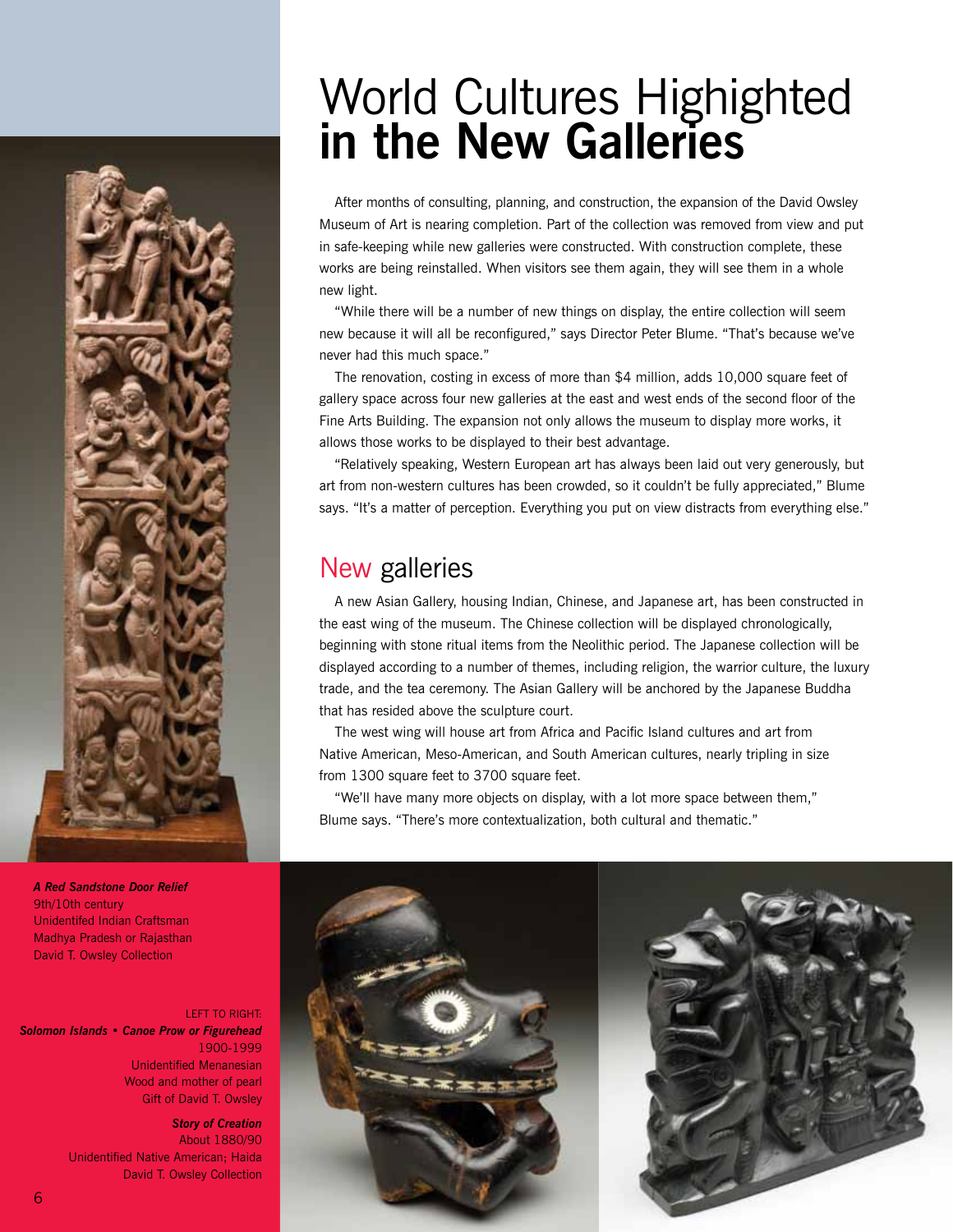# World Cultures Highighted **in the New Galleries**

After months of consulting, planning, and construction, the expansion of the David Owsley Museum of Art is nearing completion. Part of the collection was removed from view and put in safe-keeping while new galleries were constructed. With construction complete, these works are being reinstalled. When visitors see them again, they will see them in a whole new light.

"While there will be a number of new things on display, the entire collection will seem new because it will all be reconfigured," says Director Peter Blume. "That's because we've never had this much space."

The renovation, costing in excess of more than $4 million, adds 10,000 square feet of gallery space across four new galleries at the east and west ends of the second floor of the Fine Arts Building. The expansion not only allows the museum to display more works, it allows those works to be displayed to their best advantage.

"Relatively speaking, Western European art has always been laid out very generously, but art from non-western cultures has been crowded, so it couldn't be fully appreciated," Blume says. "It's a matter of perception. Everything you put on view distracts from everything else."

## New galleries

A new Asian Gallery, housing Indian, Chinese, and Japanese art, has been constructed in the east wing of the museum. The Chinese collection will be displayed chronologically, beginning with stone ritual items from the Neolithic period. The Japanese collection will be displayed according to a number of themes, including religion, the warrior culture, the luxury trade, and the tea ceremony. The Asian Gallery will be anchored by the Japanese Buddha that has resided above the sculpture court.

The west wing will house art from Africa and Pacific Island cultures and art from Native American, Meso-American, and South American cultures, nearly tripling in size from 1300 square feet to 3700 square feet.

"We'll have many more objects on display, with a lot more space between them," Blume says. "There's more contextualization, both cultural and thematic."

***A Red Sandstone Door Relief***
9th/10th century
Unidentifed Indian Craftsman
Madhya Pradesh or Rajasthan
David T. Owsley Collection

LEFT TO RIGHT:
***Solomon Islands • Canoe Prow or Figurehead***
1900-1999
Unidentified Menanesian
Wood and mother of pearl
Gift of David T. Owsley

***Story of Creation***
About 1880/90
Unidentified Native American; Haida
David T. Owsley Collection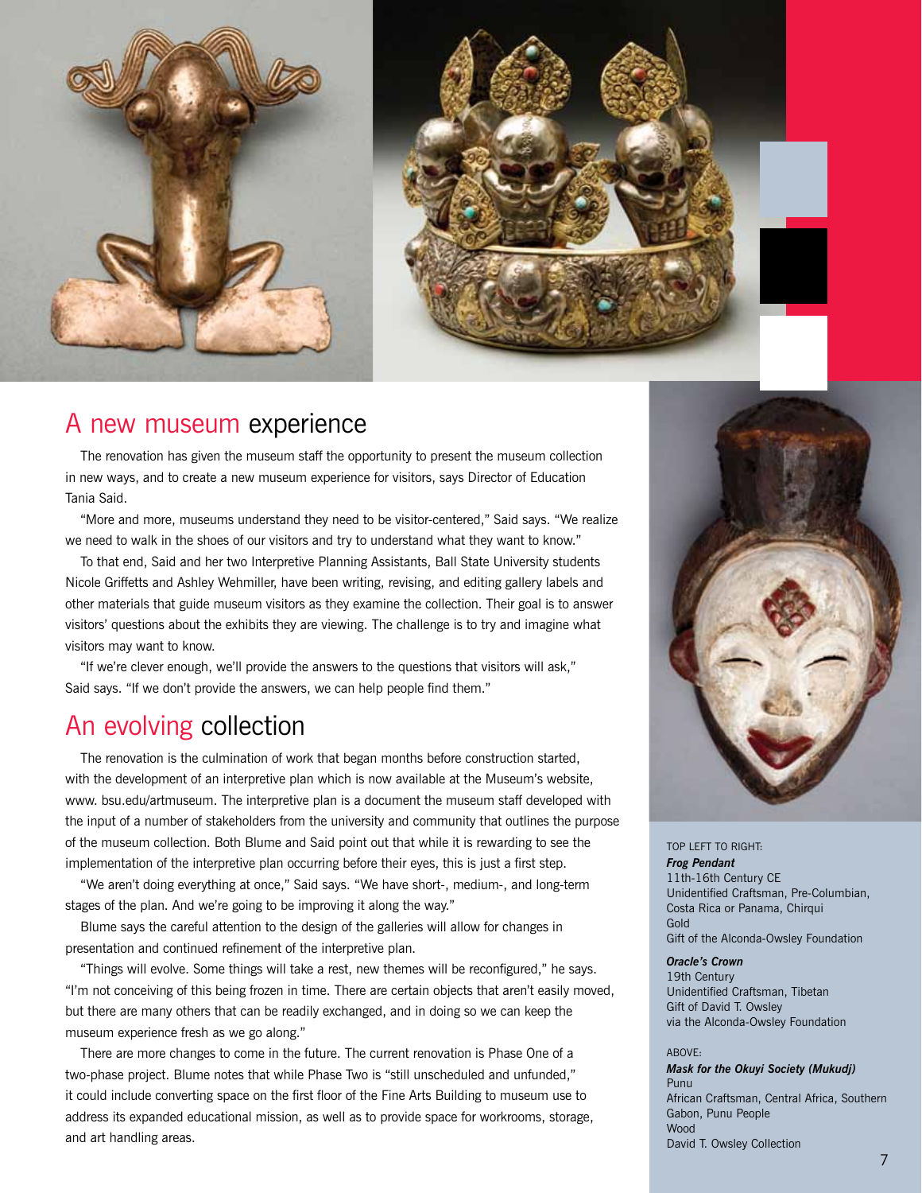## A new museum experience

The renovation has given the museum staff the opportunity to present the museum collection in new ways, and to create a new museum experience for visitors, says Director of Education Tania Said.

"More and more, museums understand they need to be visitor-centered," Said says. "We realize we need to walk in the shoes of our visitors and try to understand what they want to know."

To that end, Said and her two Interpretive Planning Assistants, Ball State University students Nicole Griffetts and Ashley Wehmiller, have been writing, revising, and editing gallery labels and other materials that guide museum visitors as they examine the collection. Their goal is to answer visitors' questions about the exhibits they are viewing. The challenge is to try and imagine what visitors may want to know.

"If we're clever enough, we'll provide the answers to the questions that visitors will ask," Said says. "If we don't provide the answers, we can help people find them."

## An evolving collection

The renovation is the culmination of work that began months before construction started, with the development of an interpretive plan which is now available at the Museum's website, www. bsu.edu/artmuseum. The interpretive plan is a document the museum staff developed with the input of a number of stakeholders from the university and community that outlines the purpose of the museum collection. Both Blume and Said point out that while it is rewarding to see the implementation of the interpretive plan occurring before their eyes, this is just a first step.

"We aren't doing everything at once," Said says. "We have short-, medium-, and long-term stages of the plan. And we're going to be improving it along the way."

Blume says the careful attention to the design of the galleries will allow for changes in presentation and continued refinement of the interpretive plan.

"Things will evolve. Some things will take a rest, new themes will be reconfigured," he says. "I'm not conceiving of this being frozen in time. There are certain objects that aren't easily moved, but there are many others that can be readily exchanged, and in doing so we can keep the museum experience fresh as we go along."

There are more changes to come in the future. The current renovation is Phase One of a two-phase project. Blume notes that while Phase Two is "still unscheduled and unfunded," it could include converting space on the first floor of the Fine Arts Building to museum use to address its expanded educational mission, as well as to provide space for workrooms, storage, and art handling areas.

TOP LEFT TO RIGHT:

***Frog Pendant***
11th-16th Century CE
Unidentified Craftsman, Pre-Columbian, Costa Rica or Panama, Chirqui
Gold
Gift of the Alconda-Owsley Foundation

***Oracle's Crown***
19th Century
Unidentified Craftsman, Tibetan
Gift of David T. Owsley
via the Alconda-Owsley Foundation

ABOVE:

***Mask for the Okuyi Society (Mukudj)***
Punu
African Craftsman, Central Africa, Southern Gabon, Punu People
Wood
David T. Owsley Collection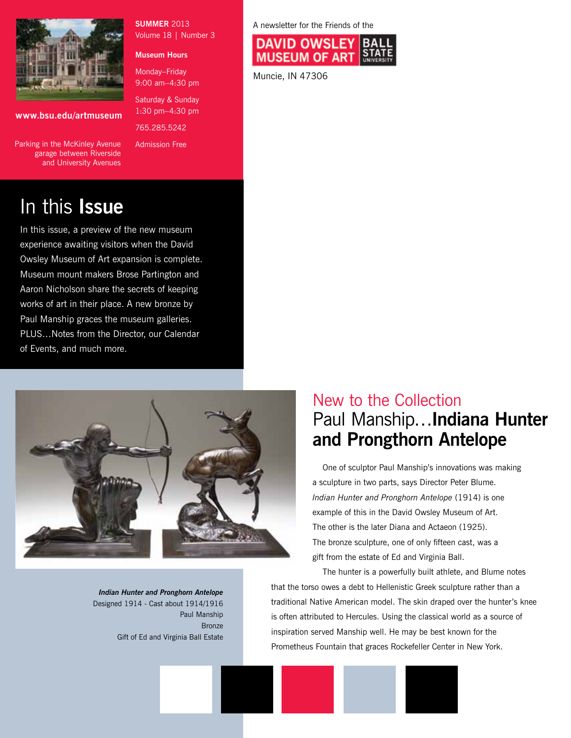**SUMMER** 2013
Volume 18 | Number 3

**Museum Hours**

Monday–Friday
9:00 am–4:30 pm

Saturday & Sunday
1:30 pm–4:30 pm

765.285.5242

Admission Free

**www.bsu.edu/artmuseum**

Parking in the McKinley Avenue garage between Riverside and University Avenues

A newsletter for the Friends of the

DAVID OWSLEY MUSEUM OF ART | BALL STATE UNIVERSITY

Muncie, IN 47306

# In this **Issue**

In this issue, a preview of the new museum experience awaiting visitors when the David Owsley Museum of Art expansion is complete. Museum mount makers Brose Partington and Aaron Nicholson share the secrets of keeping works of art in their place. A new bronze by Paul Manship graces the museum galleries. PLUS…Notes from the Director, our Calendar of Events, and much more.

***Indian Hunter and Pronghorn Antelope***
Designed 1914 - Cast about 1914/1916
Paul Manship
Bronze
Gift of Ed and Virginia Ball Estate

## New to the Collection
## Paul Manship…**Indiana Hunter and Pronghthorn Antelope**

One of sculptor Paul Manship's innovations was making a sculpture in two parts, says Director Peter Blume. *Indian Hunter and Pronghorn Antelope* (1914) is one example of this in the David Owsley Museum of Art. The other is the later Diana and Actaeon (1925). The bronze sculpture, one of only fifteen cast, was a gift from the estate of Ed and Virginia Ball.

The hunter is a powerfully built athlete, and Blume notes that the torso owes a debt to Hellenistic Greek sculpture rather than a traditional Native American model. The skin draped over the hunter's knee is often attributed to Hercules. Using the classical world as a source of inspiration served Manship well. He may be best known for the Prometheus Fountain that graces Rockefeller Center in New York.